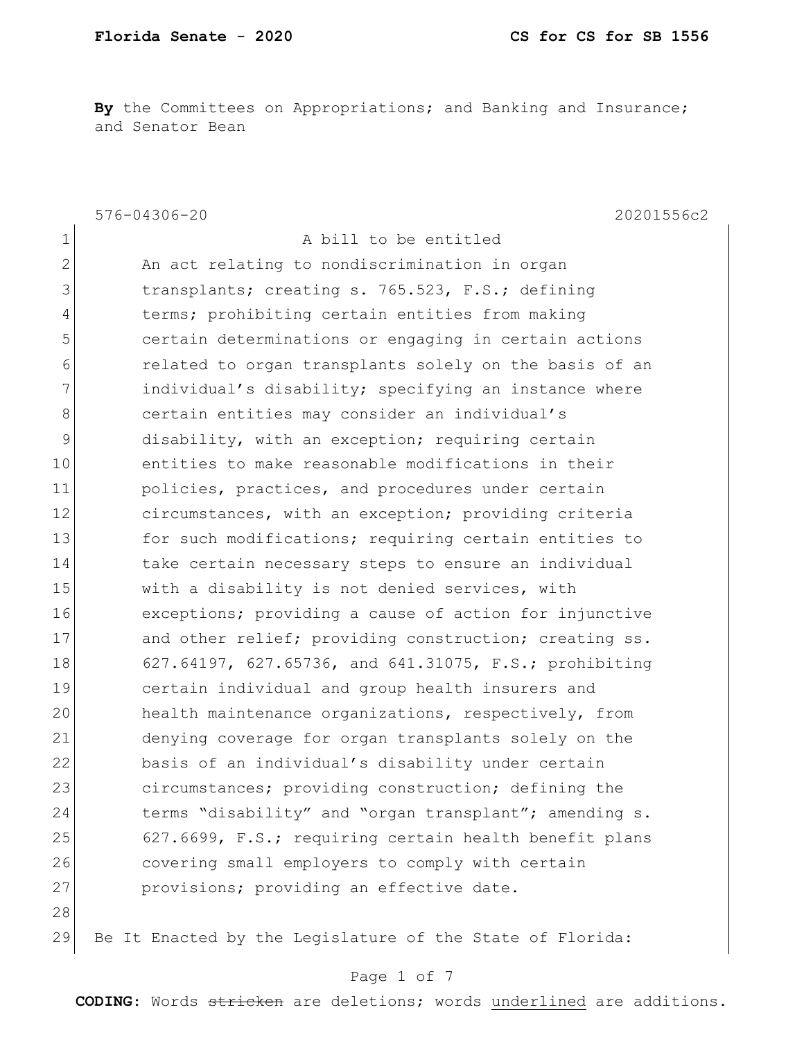**Florida Senate - 2020** **CS for CS for SB 1556**

**By** the Committees on Appropriations; and Banking and Insurance; and Senator Bean

576-04306-20 20201556c2

1 A bill to be entitled
2 An act relating to nondiscrimination in organ
3 transplants; creating s. 765.523, F.S.; defining
4 terms; prohibiting certain entities from making
5 certain determinations or engaging in certain actions
6 related to organ transplants solely on the basis of an
7 individual's disability; specifying an instance where
8 certain entities may consider an individual's
9 disability, with an exception; requiring certain
10 entities to make reasonable modifications in their
11 policies, practices, and procedures under certain
12 circumstances, with an exception; providing criteria
13 for such modifications; requiring certain entities to
14 take certain necessary steps to ensure an individual
15 with a disability is not denied services, with
16 exceptions; providing a cause of action for injunctive
17 and other relief; providing construction; creating ss.
18 627.64197, 627.65736, and 641.31075, F.S.; prohibiting
19 certain individual and group health insurers and
20 health maintenance organizations, respectively, from
21 denying coverage for organ transplants solely on the
22 basis of an individual's disability under certain
23 circumstances; providing construction; defining the
24 terms "disability" and "organ transplant"; amending s.
25 627.6699, F.S.; requiring certain health benefit plans
26 covering small employers to comply with certain
27 provisions; providing an effective date.
28
29 Be It Enacted by the Legislature of the State of Florida:

**CODING:** Words ~~stricken~~ are deletions; words <u>underlined</u> are additions.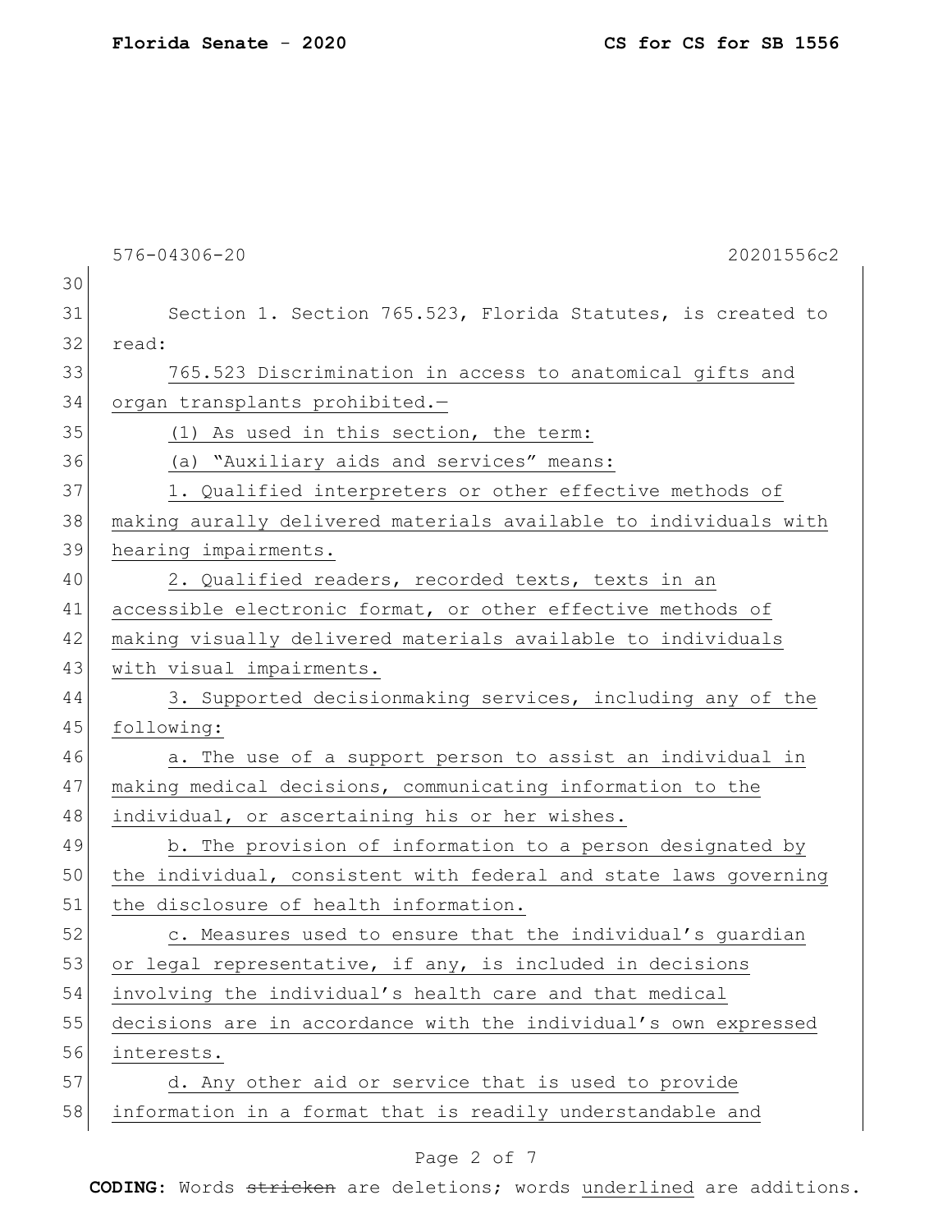576-04306-20 20201556c2

Section 1. Section 765.523, Florida Statutes, is created to read:

765.523 Discrimination in access to anatomical gifts and organ transplants prohibited.—

(1) As used in this section, the term:

(a) "Auxiliary aids and services" means:

1. Qualified interpreters or other effective methods of making aurally delivered materials available to individuals with hearing impairments.

2. Qualified readers, recorded texts, texts in an accessible electronic format, or other effective methods of making visually delivered materials available to individuals with visual impairments.

3. Supported decisionmaking services, including any of the following:

a. The use of a support person to assist an individual in making medical decisions, communicating information to the individual, or ascertaining his or her wishes.

b. The provision of information to a person designated by the individual, consistent with federal and state laws governing the disclosure of health information.

c. Measures used to ensure that the individual's guardian or legal representative, if any, is included in decisions involving the individual's health care and that medical decisions are in accordance with the individual's own expressed interests.

d. Any other aid or service that is used to provide information in a format that is readily understandable and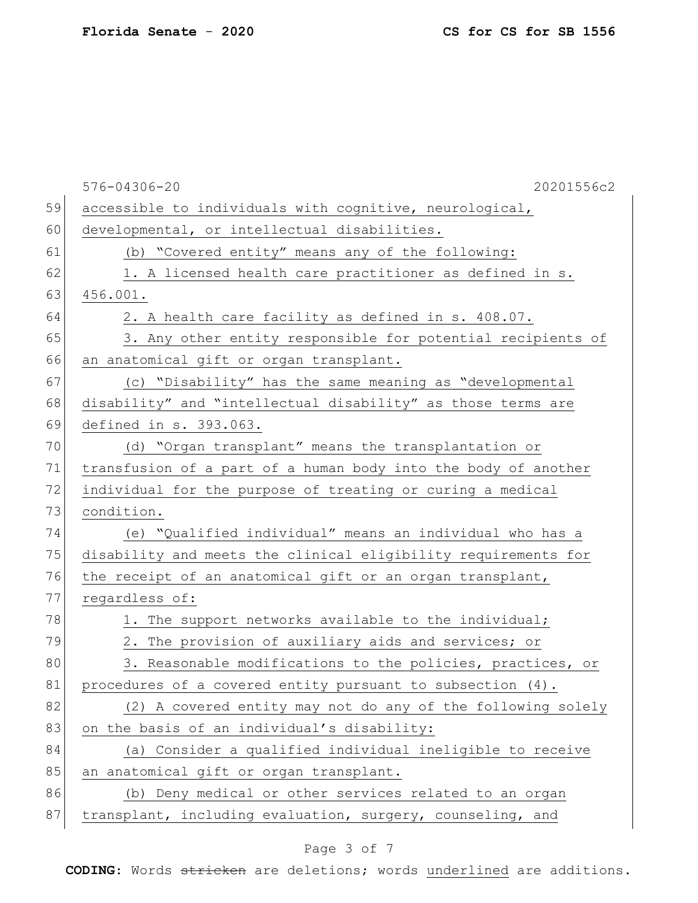accessible to individuals with cognitive, neurological, developmental, or intellectual disabilities.

(b) "Covered entity" means any of the following:

1. A licensed health care practitioner as defined in s. 456.001.

2. A health care facility as defined in s. 408.07.

3. Any other entity responsible for potential recipients of an anatomical gift or organ transplant.

(c) "Disability" has the same meaning as "developmental disability" and "intellectual disability" as those terms are defined in s. 393.063.

(d) "Organ transplant" means the transplantation or transfusion of a part of a human body into the body of another individual for the purpose of treating or curing a medical condition.

(e) "Qualified individual" means an individual who has a disability and meets the clinical eligibility requirements for the receipt of an anatomical gift or an organ transplant, regardless of:

1. The support networks available to the individual;

2. The provision of auxiliary aids and services; or

3. Reasonable modifications to the policies, practices, or procedures of a covered entity pursuant to subsection (4).

(2) A covered entity may not do any of the following solely on the basis of an individual's disability:

(a) Consider a qualified individual ineligible to receive an anatomical gift or organ transplant.

(b) Deny medical or other services related to an organ transplant, including evaluation, surgery, counseling, and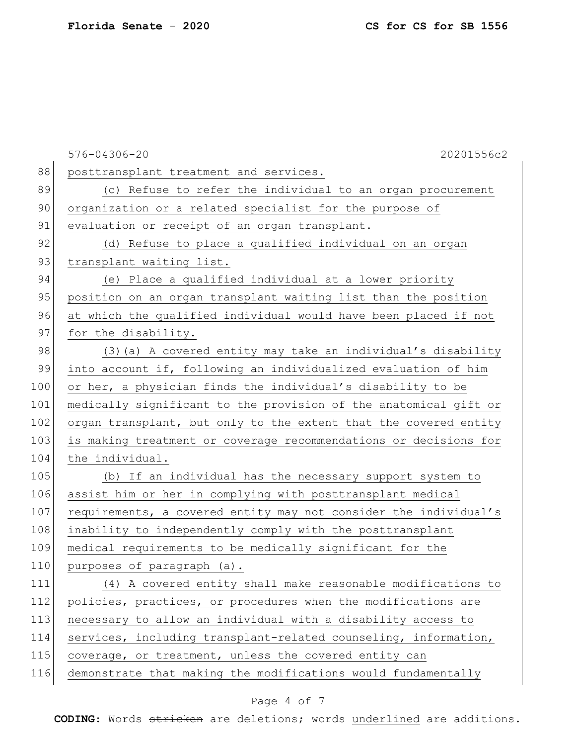posttransplant treatment and services.

(c) Refuse to refer the individual to an organ procurement organization or a related specialist for the purpose of evaluation or receipt of an organ transplant.

(d) Refuse to place a qualified individual on an organ transplant waiting list.

(e) Place a qualified individual at a lower priority position on an organ transplant waiting list than the position at which the qualified individual would have been placed if not for the disability.

(3)(a) A covered entity may take an individual's disability into account if, following an individualized evaluation of him or her, a physician finds the individual's disability to be medically significant to the provision of the anatomical gift or organ transplant, but only to the extent that the covered entity is making treatment or coverage recommendations or decisions for the individual.

(b) If an individual has the necessary support system to assist him or her in complying with posttransplant medical requirements, a covered entity may not consider the individual's inability to independently comply with the posttransplant medical requirements to be medically significant for the purposes of paragraph (a).

(4) A covered entity shall make reasonable modifications to policies, practices, or procedures when the modifications are necessary to allow an individual with a disability access to services, including transplant-related counseling, information, coverage, or treatment, unless the covered entity can demonstrate that making the modifications would fundamentally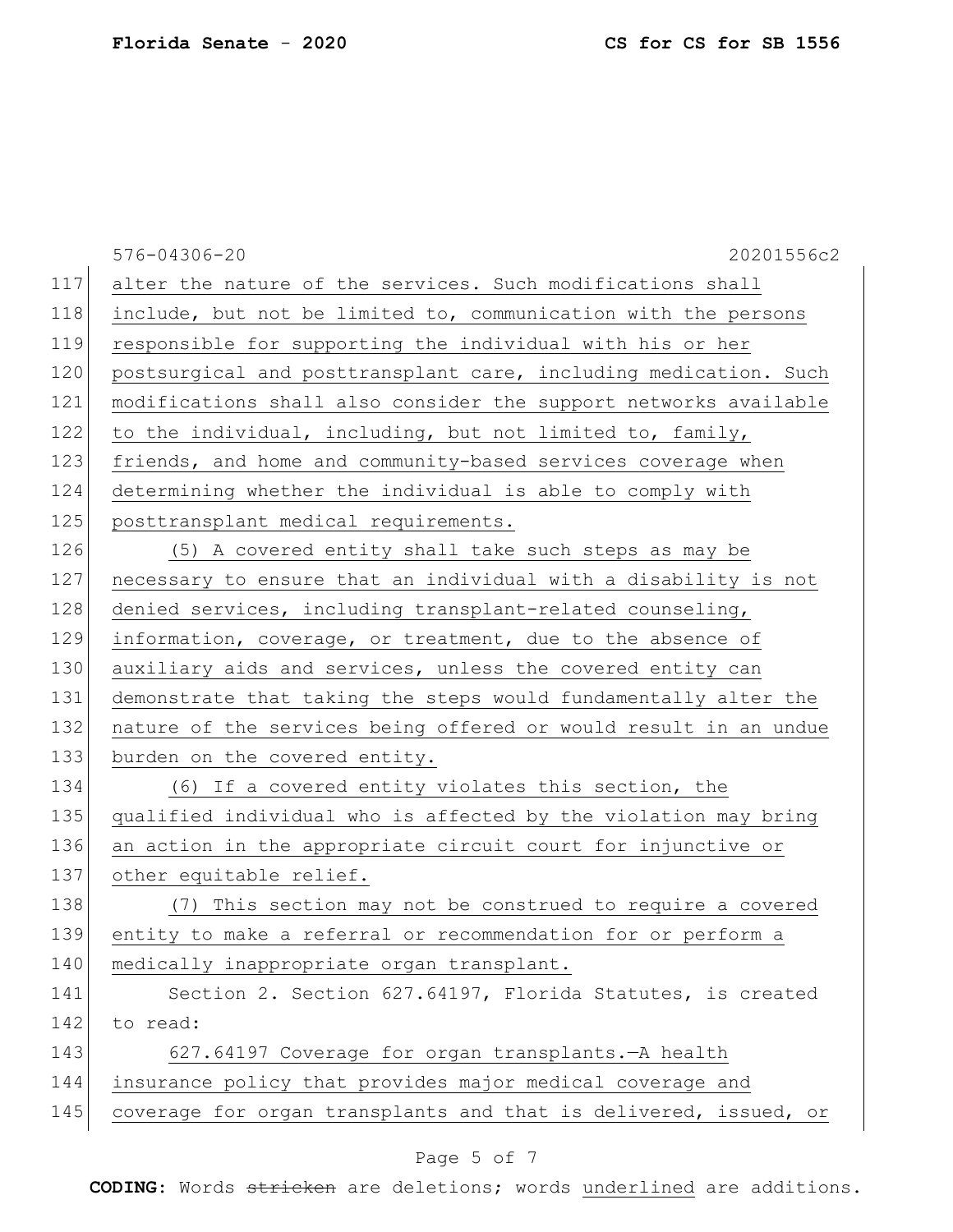576-04306-20 20201556c2

117 alter the nature of the services. Such modifications shall
118 include, but not be limited to, communication with the persons
119 responsible for supporting the individual with his or her
120 postsurgical and posttransplant care, including medication. Such
121 modifications shall also consider the support networks available
122 to the individual, including, but not limited to, family,
123 friends, and home and community-based services coverage when
124 determining whether the individual is able to comply with
125 posttransplant medical requirements.

126 (5) A covered entity shall take such steps as may be
127 necessary to ensure that an individual with a disability is not
128 denied services, including transplant-related counseling,
129 information, coverage, or treatment, due to the absence of
130 auxiliary aids and services, unless the covered entity can
131 demonstrate that taking the steps would fundamentally alter the
132 nature of the services being offered or would result in an undue
133 burden on the covered entity.

134 (6) If a covered entity violates this section, the
135 qualified individual who is affected by the violation may bring
136 an action in the appropriate circuit court for injunctive or
137 other equitable relief.

138 (7) This section may not be construed to require a covered
139 entity to make a referral or recommendation for or perform a
140 medically inappropriate organ transplant.

141 Section 2. Section 627.64197, Florida Statutes, is created
142 to read:

143 627.64197 Coverage for organ transplants.—A health
144 insurance policy that provides major medical coverage and
145 coverage for organ transplants and that is delivered, issued, or

**CODING:** Words ~~stricken~~ are deletions; words underlined are additions.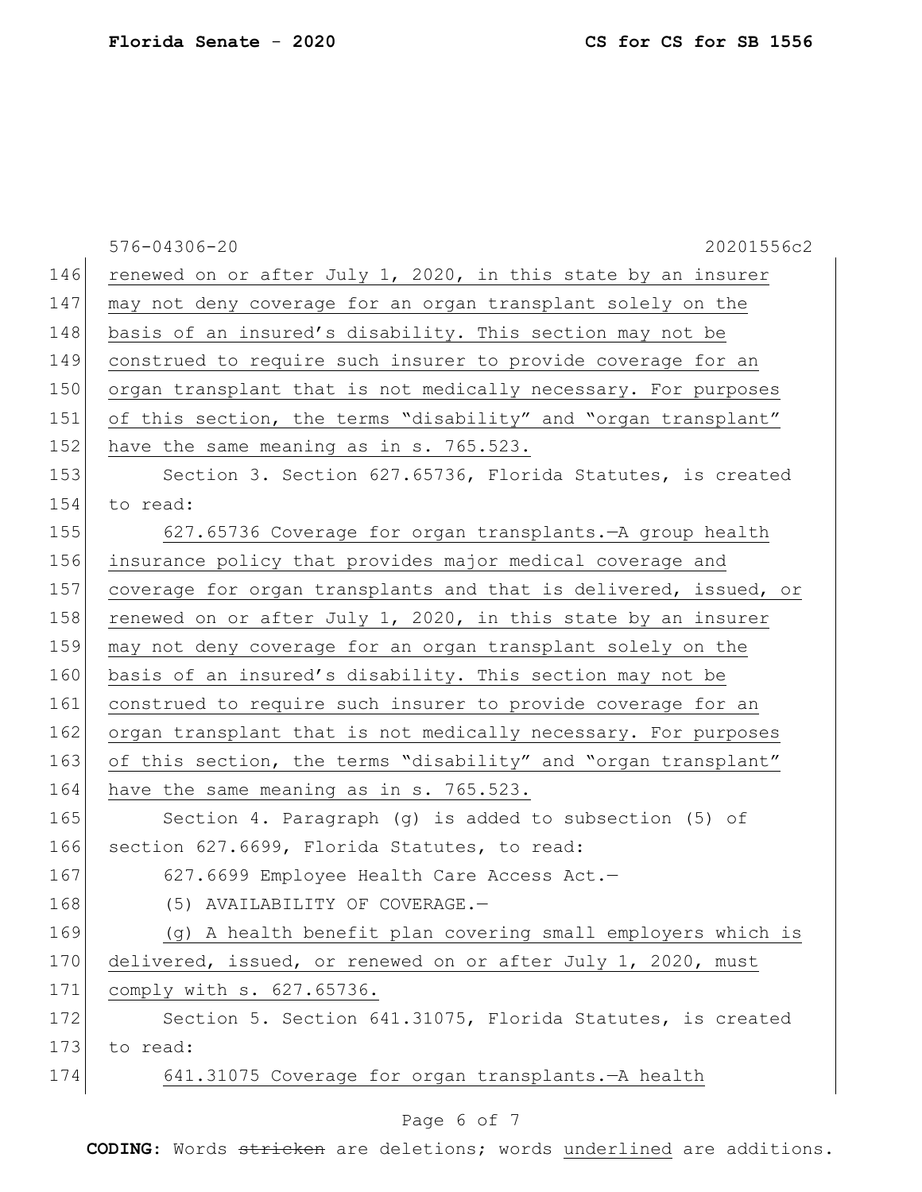renewed on or after July 1, 2020, in this state by an insurer may not deny coverage for an organ transplant solely on the basis of an insured's disability. This section may not be construed to require such insurer to provide coverage for an organ transplant that is not medically necessary. For purposes of this section, the terms "disability" and "organ transplant" have the same meaning as in s. 765.523.

Section 3. Section 627.65736, Florida Statutes, is created to read:

627.65736 Coverage for organ transplants.—A group health insurance policy that provides major medical coverage and coverage for organ transplants and that is delivered, issued, or renewed on or after July 1, 2020, in this state by an insurer may not deny coverage for an organ transplant solely on the basis of an insured's disability. This section may not be construed to require such insurer to provide coverage for an organ transplant that is not medically necessary. For purposes of this section, the terms "disability" and "organ transplant" have the same meaning as in s. 765.523.

Section 4. Paragraph (g) is added to subsection (5) of section 627.6699, Florida Statutes, to read:

627.6699 Employee Health Care Access Act.—

(5) AVAILABILITY OF COVERAGE.—

(g) A health benefit plan covering small employers which is delivered, issued, or renewed on or after July 1, 2020, must comply with s. 627.65736.

Section 5. Section 641.31075, Florida Statutes, is created to read:

641.31075 Coverage for organ transplants.—A health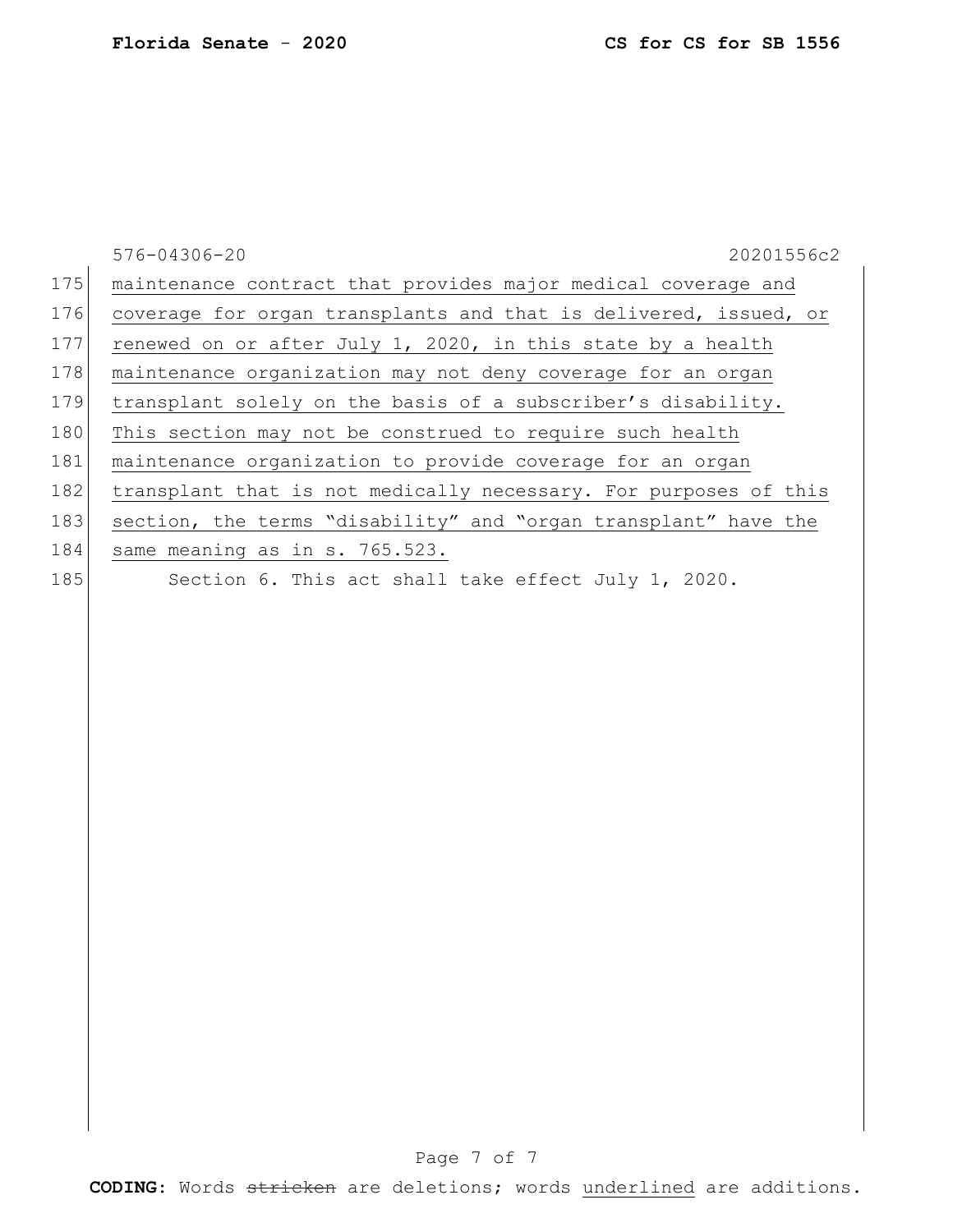576-04306-20 20201556c2

175 maintenance contract that provides major medical coverage and
176 coverage for organ transplants and that is delivered, issued, or
177 renewed on or after July 1, 2020, in this state by a health
178 maintenance organization may not deny coverage for an organ
179 transplant solely on the basis of a subscriber's disability.
180 This section may not be construed to require such health
181 maintenance organization to provide coverage for an organ
182 transplant that is not medically necessary. For purposes of this
183 section, the terms "disability" and "organ transplant" have the
184 same meaning as in s. 765.523.

185 Section 6. This act shall take effect July 1, 2020.

**CODING:** Words ~~stricken~~ are deletions; words underlined are additions.